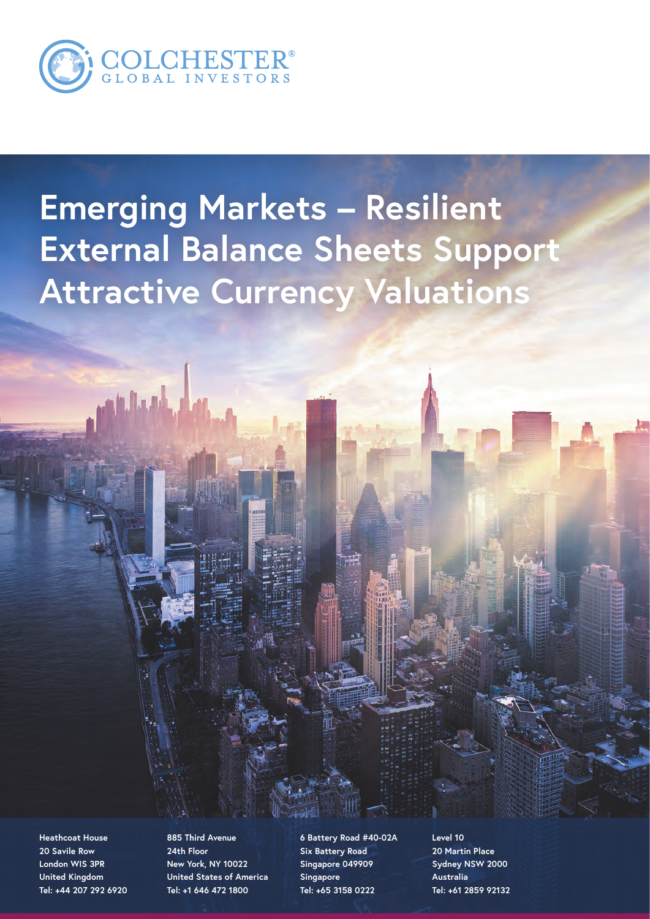COLCHESTER® GLOBAL INVESTORS

# Emerging Markets – Resilient External Balance Sheets Support Attractive Currency Valuations

**Heathcoat House**
**20 Savile Row**
**London WIS 3PR**
**United Kingdom**
**Tel: +44 207 292 6920**

**885 Third Avenue**
**24th Floor**
**New York, NY 10022**
**United States of America**
**Tel: +1 646 472 1800**

**6 Battery Road #40-02A**
**Six Battery Road**
**Singapore 049909**
**Singapore**
**Tel: +65 3158 0222**

**Level 10**
**20 Martin Place**
**Sydney NSW 2000**
**Australia**
**Tel: +61 2859 92132**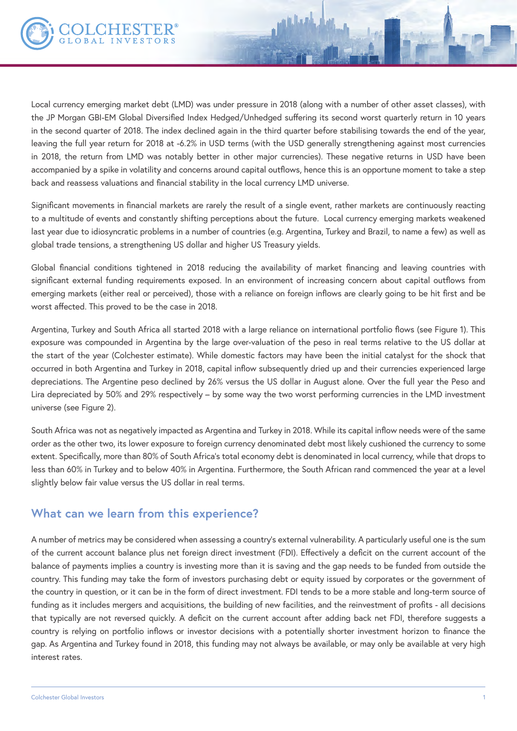Local currency emerging market debt (LMD) was under pressure in 2018 (along with a number of other asset classes), with the JP Morgan GBI-EM Global Diversified Index Hedged/Unhedged suffering its second worst quarterly return in 10 years in the second quarter of 2018. The index declined again in the third quarter before stabilising towards the end of the year, leaving the full year return for 2018 at -6.2% in USD terms (with the USD generally strengthening against most currencies in 2018, the return from LMD was notably better in other major currencies). These negative returns in USD have been accompanied by a spike in volatility and concerns around capital outflows, hence this is an opportune moment to take a step back and reassess valuations and financial stability in the local currency LMD universe.

Significant movements in financial markets are rarely the result of a single event, rather markets are continuously reacting to a multitude of events and constantly shifting perceptions about the future. Local currency emerging markets weakened last year due to idiosyncratic problems in a number of countries (e.g. Argentina, Turkey and Brazil, to name a few) as well as global trade tensions, a strengthening US dollar and higher US Treasury yields.

Global financial conditions tightened in 2018 reducing the availability of market financing and leaving countries with significant external funding requirements exposed. In an environment of increasing concern about capital outflows from emerging markets (either real or perceived), those with a reliance on foreign inflows are clearly going to be hit first and be worst affected. This proved to be the case in 2018.

Argentina, Turkey and South Africa all started 2018 with a large reliance on international portfolio flows (see Figure 1). This exposure was compounded in Argentina by the large over-valuation of the peso in real terms relative to the US dollar at the start of the year (Colchester estimate). While domestic factors may have been the initial catalyst for the shock that occurred in both Argentina and Turkey in 2018, capital inflow subsequently dried up and their currencies experienced large depreciations. The Argentine peso declined by 26% versus the US dollar in August alone. Over the full year the Peso and Lira depreciated by 50% and 29% respectively – by some way the two worst performing currencies in the LMD investment universe (see Figure 2).

South Africa was not as negatively impacted as Argentina and Turkey in 2018. While its capital inflow needs were of the same order as the other two, its lower exposure to foreign currency denominated debt most likely cushioned the currency to some extent. Specifically, more than 80% of South Africa's total economy debt is denominated in local currency, while that drops to less than 60% in Turkey and to below 40% in Argentina. Furthermore, the South African rand commenced the year at a level slightly below fair value versus the US dollar in real terms.

## What can we learn from this experience?

A number of metrics may be considered when assessing a country's external vulnerability. A particularly useful one is the sum of the current account balance plus net foreign direct investment (FDI). Effectively a deficit on the current account of the balance of payments implies a country is investing more than it is saving and the gap needs to be funded from outside the country. This funding may take the form of investors purchasing debt or equity issued by corporates or the government of the country in question, or it can be in the form of direct investment. FDI tends to be a more stable and long-term source of funding as it includes mergers and acquisitions, the building of new facilities, and the reinvestment of profits - all decisions that typically are not reversed quickly. A deficit on the current account after adding back net FDI, therefore suggests a country is relying on portfolio inflows or investor decisions with a potentially shorter investment horizon to finance the gap. As Argentina and Turkey found in 2018, this funding may not always be available, or may only be available at very high interest rates.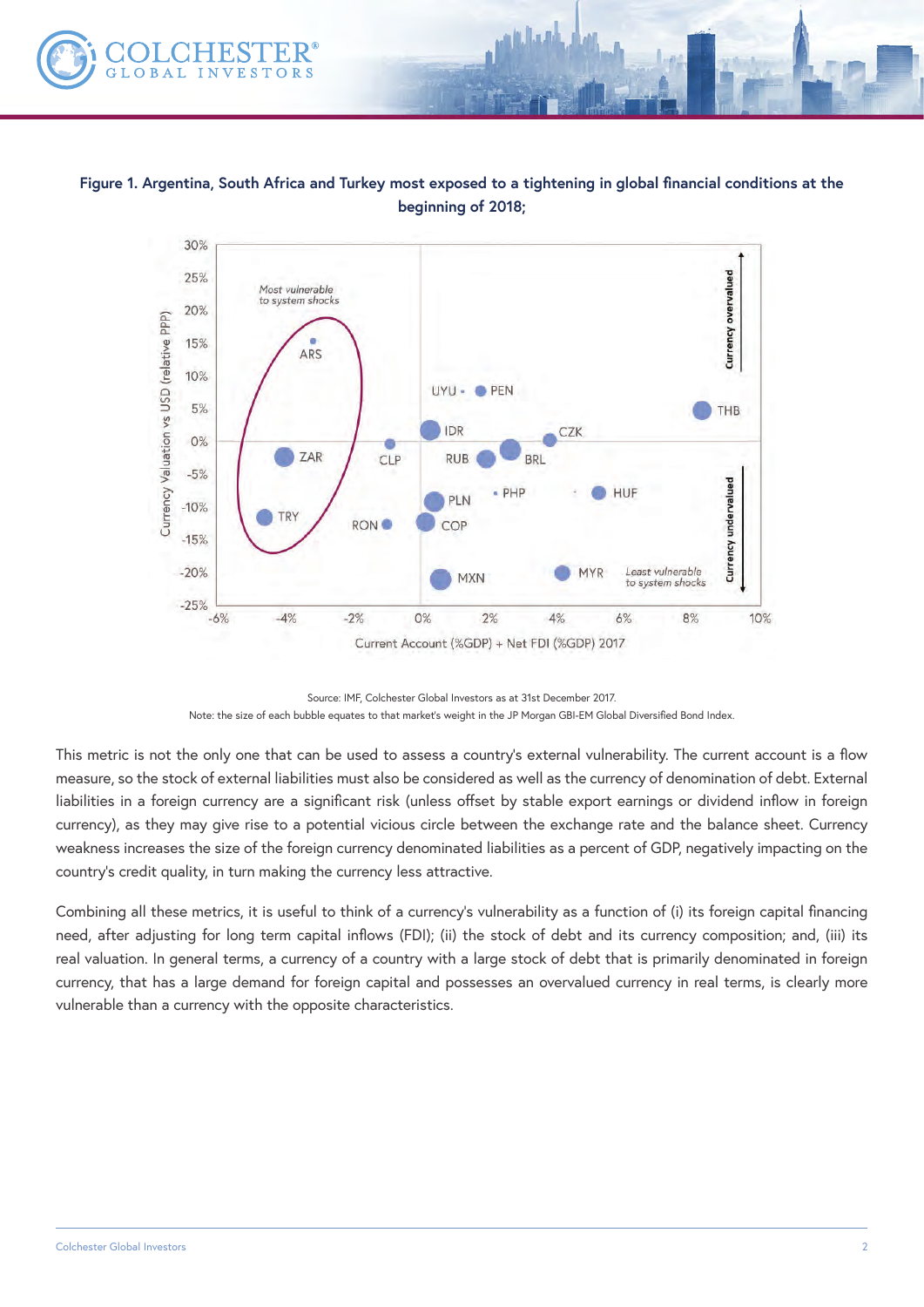**Figure 1. Argentina, South Africa and Turkey most exposed to a tightening in global financial conditions at the beginning of 2018;**

Source: IMF, Colchester Global Investors as at 31st December 2017.

Note: the size of each bubble equates to that market's weight in the JP Morgan GBI-EM Global Diversified Bond Index.

This metric is not the only one that can be used to assess a country's external vulnerability. The current account is a flow measure, so the stock of external liabilities must also be considered as well as the currency of denomination of debt. External liabilities in a foreign currency are a significant risk (unless offset by stable export earnings or dividend inflow in foreign currency), as they may give rise to a potential vicious circle between the exchange rate and the balance sheet. Currency weakness increases the size of the foreign currency denominated liabilities as a percent of GDP, negatively impacting on the country's credit quality, in turn making the currency less attractive.

Combining all these metrics, it is useful to think of a currency's vulnerability as a function of (i) its foreign capital financing need, after adjusting for long term capital inflows (FDI); (ii) the stock of debt and its currency composition; and, (iii) its real valuation. In general terms, a currency of a country with a large stock of debt that is primarily denominated in foreign currency, that has a large demand for foreign capital and possesses an overvalued currency in real terms, is clearly more vulnerable than a currency with the opposite characteristics.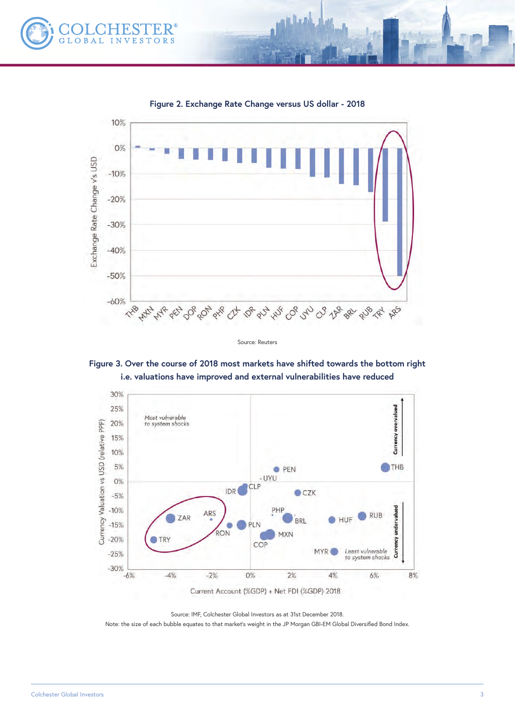**Figure 2. Exchange Rate Change versus US dollar - 2018**

Source: Reuters

**Figure 3. Over the course of 2018 most markets have shifted towards the bottom right i.e. valuations have improved and external vulnerabilities have reduced**

Source: IMF, Colchester Global Investors as at 31st December 2018.

Note: the size of each bubble equates to that market's weight in the JP Morgan GBI-EM Global Diversified Bond Index.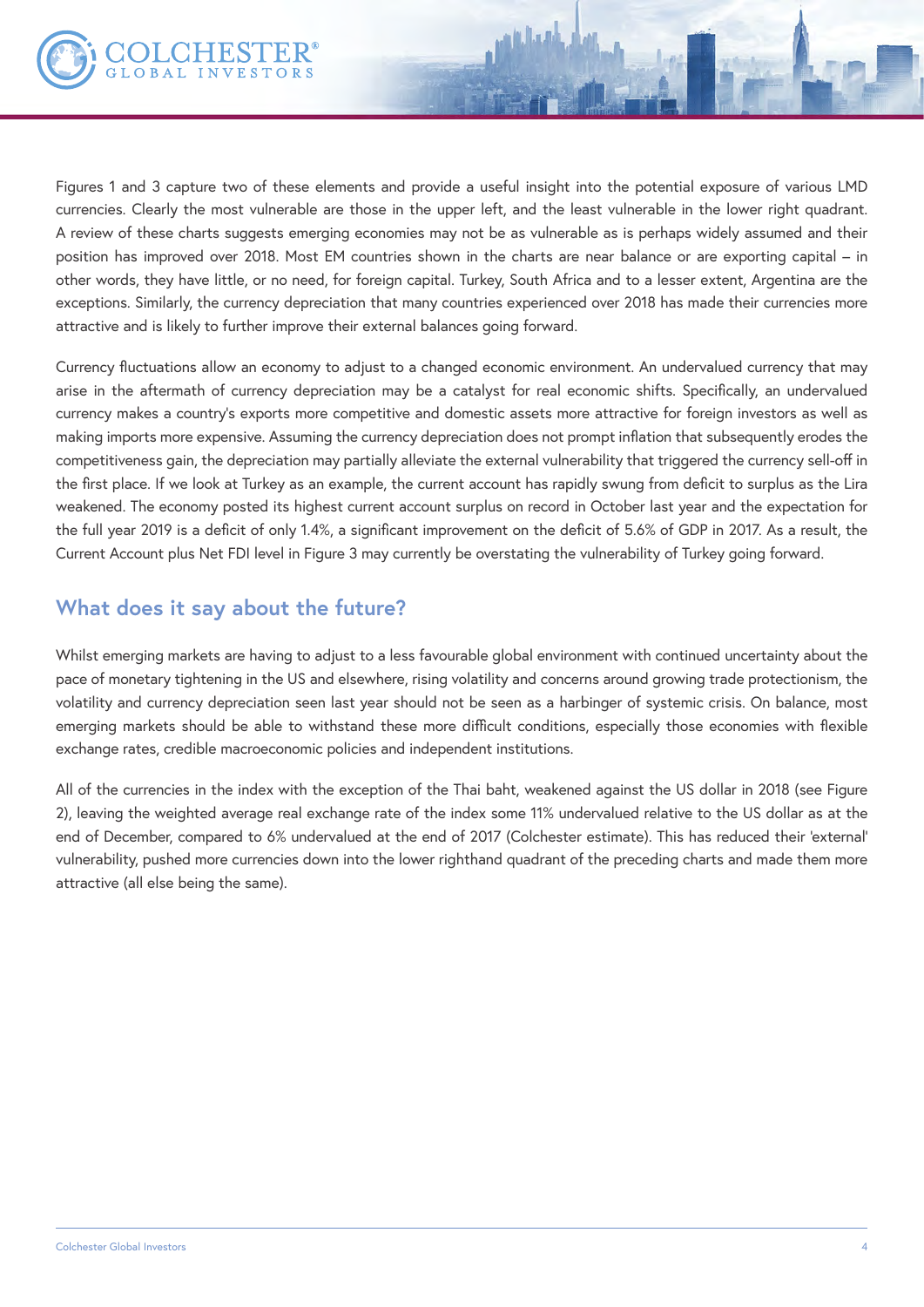Figures 1 and 3 capture two of these elements and provide a useful insight into the potential exposure of various LMD currencies. Clearly the most vulnerable are those in the upper left, and the least vulnerable in the lower right quadrant. A review of these charts suggests emerging economies may not be as vulnerable as is perhaps widely assumed and their position has improved over 2018. Most EM countries shown in the charts are near balance or are exporting capital – in other words, they have little, or no need, for foreign capital. Turkey, South Africa and to a lesser extent, Argentina are the exceptions. Similarly, the currency depreciation that many countries experienced over 2018 has made their currencies more attractive and is likely to further improve their external balances going forward.

Currency fluctuations allow an economy to adjust to a changed economic environment. An undervalued currency that may arise in the aftermath of currency depreciation may be a catalyst for real economic shifts. Specifically, an undervalued currency makes a country's exports more competitive and domestic assets more attractive for foreign investors as well as making imports more expensive. Assuming the currency depreciation does not prompt inflation that subsequently erodes the competitiveness gain, the depreciation may partially alleviate the external vulnerability that triggered the currency sell-off in the first place. If we look at Turkey as an example, the current account has rapidly swung from deficit to surplus as the Lira weakened. The economy posted its highest current account surplus on record in October last year and the expectation for the full year 2019 is a deficit of only 1.4%, a significant improvement on the deficit of 5.6% of GDP in 2017. As a result, the Current Account plus Net FDI level in Figure 3 may currently be overstating the vulnerability of Turkey going forward.

## What does it say about the future?

Whilst emerging markets are having to adjust to a less favourable global environment with continued uncertainty about the pace of monetary tightening in the US and elsewhere, rising volatility and concerns around growing trade protectionism, the volatility and currency depreciation seen last year should not be seen as a harbinger of systemic crisis. On balance, most emerging markets should be able to withstand these more difficult conditions, especially those economies with flexible exchange rates, credible macroeconomic policies and independent institutions.

All of the currencies in the index with the exception of the Thai baht, weakened against the US dollar in 2018 (see Figure 2), leaving the weighted average real exchange rate of the index some 11% undervalued relative to the US dollar as at the end of December, compared to 6% undervalued at the end of 2017 (Colchester estimate). This has reduced their 'external' vulnerability, pushed more currencies down into the lower righthand quadrant of the preceding charts and made them more attractive (all else being the same).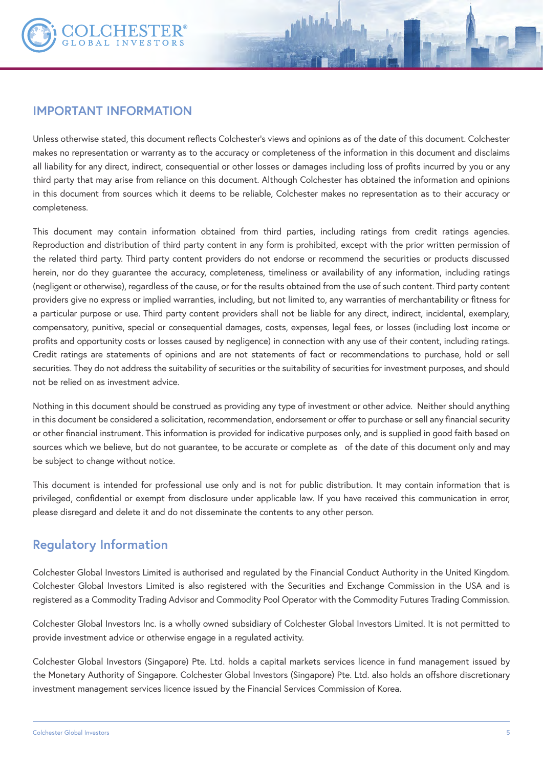## IMPORTANT INFORMATION

Unless otherwise stated, this document reflects Colchester's views and opinions as of the date of this document. Colchester makes no representation or warranty as to the accuracy or completeness of the information in this document and disclaims all liability for any direct, indirect, consequential or other losses or damages including loss of profits incurred by you or any third party that may arise from reliance on this document. Although Colchester has obtained the information and opinions in this document from sources which it deems to be reliable, Colchester makes no representation as to their accuracy or completeness.

This document may contain information obtained from third parties, including ratings from credit ratings agencies. Reproduction and distribution of third party content in any form is prohibited, except with the prior written permission of the related third party. Third party content providers do not endorse or recommend the securities or products discussed herein, nor do they guarantee the accuracy, completeness, timeliness or availability of any information, including ratings (negligent or otherwise), regardless of the cause, or for the results obtained from the use of such content. Third party content providers give no express or implied warranties, including, but not limited to, any warranties of merchantability or fitness for a particular purpose or use. Third party content providers shall not be liable for any direct, indirect, incidental, exemplary, compensatory, punitive, special or consequential damages, costs, expenses, legal fees, or losses (including lost income or profits and opportunity costs or losses caused by negligence) in connection with any use of their content, including ratings. Credit ratings are statements of opinions and are not statements of fact or recommendations to purchase, hold or sell securities. They do not address the suitability of securities or the suitability of securities for investment purposes, and should not be relied on as investment advice.

Nothing in this document should be construed as providing any type of investment or other advice. Neither should anything in this document be considered a solicitation, recommendation, endorsement or offer to purchase or sell any financial security or other financial instrument. This information is provided for indicative purposes only, and is supplied in good faith based on sources which we believe, but do not guarantee, to be accurate or complete as of the date of this document only and may be subject to change without notice.

This document is intended for professional use only and is not for public distribution. It may contain information that is privileged, confidential or exempt from disclosure under applicable law. If you have received this communication in error, please disregard and delete it and do not disseminate the contents to any other person.

## Regulatory Information

Colchester Global Investors Limited is authorised and regulated by the Financial Conduct Authority in the United Kingdom. Colchester Global Investors Limited is also registered with the Securities and Exchange Commission in the USA and is registered as a Commodity Trading Advisor and Commodity Pool Operator with the Commodity Futures Trading Commission.

Colchester Global Investors Inc. is a wholly owned subsidiary of Colchester Global Investors Limited. It is not permitted to provide investment advice or otherwise engage in a regulated activity.

Colchester Global Investors (Singapore) Pte. Ltd. holds a capital markets services licence in fund management issued by the Monetary Authority of Singapore. Colchester Global Investors (Singapore) Pte. Ltd. also holds an offshore discretionary investment management services licence issued by the Financial Services Commission of Korea.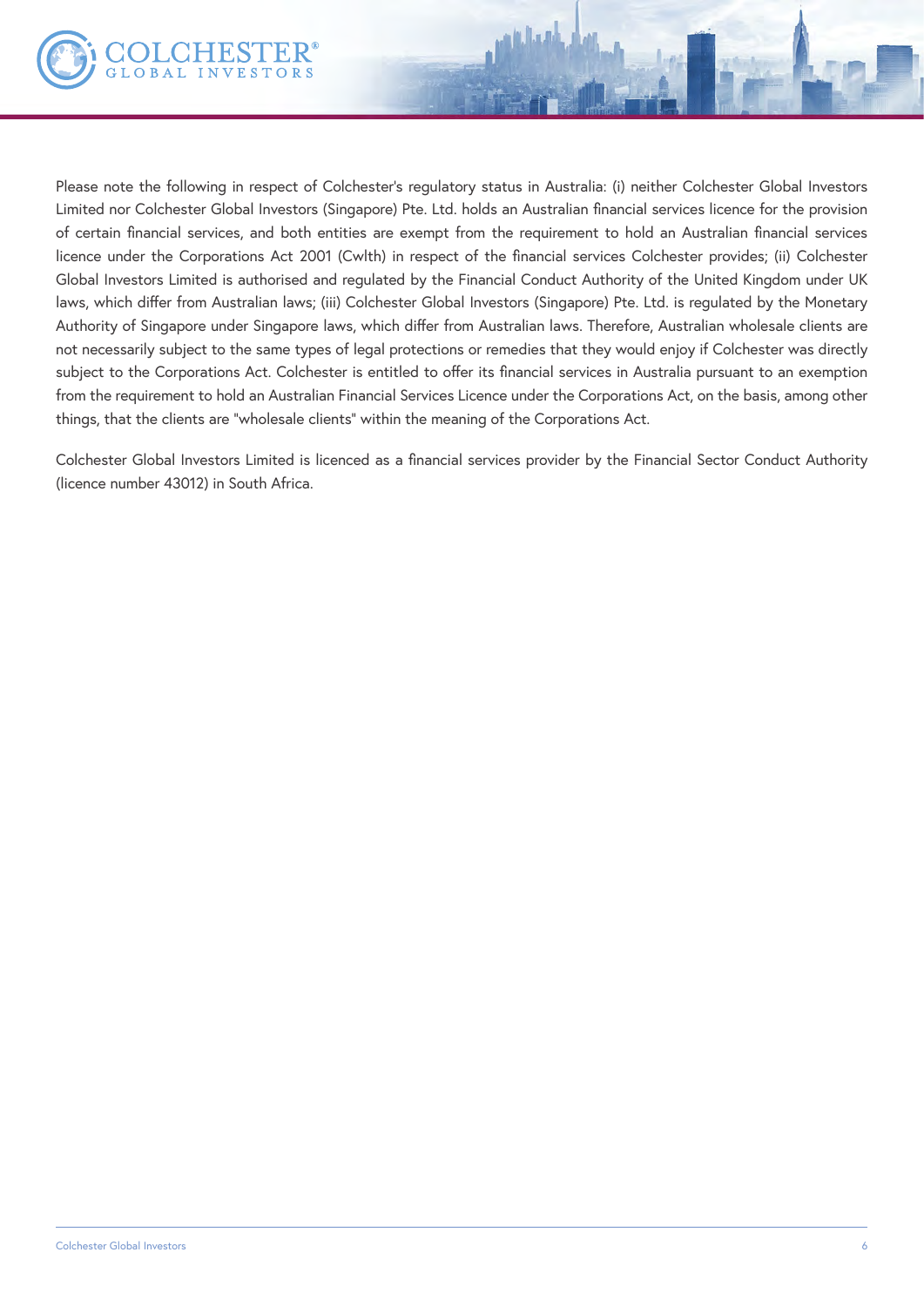Please note the following in respect of Colchester's regulatory status in Australia: (i) neither Colchester Global Investors Limited nor Colchester Global Investors (Singapore) Pte. Ltd. holds an Australian financial services licence for the provision of certain financial services, and both entities are exempt from the requirement to hold an Australian financial services licence under the Corporations Act 2001 (Cwlth) in respect of the financial services Colchester provides; (ii) Colchester Global Investors Limited is authorised and regulated by the Financial Conduct Authority of the United Kingdom under UK laws, which differ from Australian laws; (iii) Colchester Global Investors (Singapore) Pte. Ltd. is regulated by the Monetary Authority of Singapore under Singapore laws, which differ from Australian laws. Therefore, Australian wholesale clients are not necessarily subject to the same types of legal protections or remedies that they would enjoy if Colchester was directly subject to the Corporations Act. Colchester is entitled to offer its financial services in Australia pursuant to an exemption from the requirement to hold an Australian Financial Services Licence under the Corporations Act, on the basis, among other things, that the clients are "wholesale clients" within the meaning of the Corporations Act.

Colchester Global Investors Limited is licenced as a financial services provider by the Financial Sector Conduct Authority (licence number 43012) in South Africa.